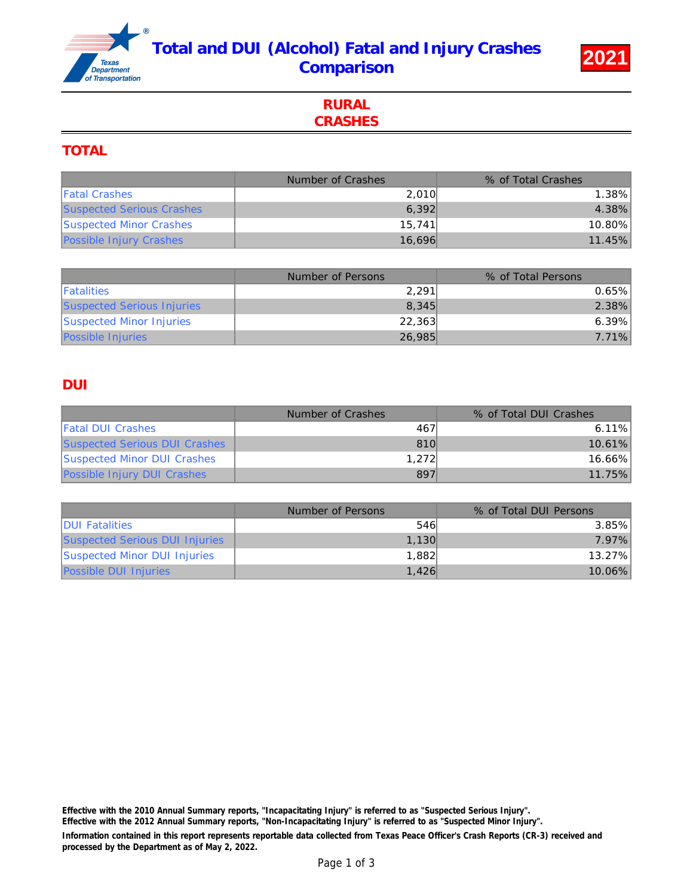# Total and DUI (Alcohol) Fatal and Injury Crashes Comparison

**2021**

## RURAL CRASHES

### TOTAL

| | Number of Crashes | % of Total Crashes |
|---|---|---|
| Fatal Crashes | 2,010 | 1.38% |
| Suspected Serious Crashes | 6,392 | 4.38% |
| Suspected Minor Crashes | 15,741 | 10.80% |
| Possible Injury Crashes | 16,696 | 11.45% |

| | Number of Persons | % of Total Persons |
|---|---|---|
| Fatalities | 2,291 | 0.65% |
| Suspected Serious Injuries | 8,345 | 2.38% |
| Suspected Minor Injuries | 22,363 | 6.39% |
| Possible Injuries | 26,985 | 7.71% |

### DUI

| | Number of Crashes | % of Total DUI Crashes |
|---|---|---|
| Fatal DUI Crashes | 467 | 6.11% |
| Suspected Serious DUI Crashes | 810 | 10.61% |
| Suspected Minor DUI Crashes | 1,272 | 16.66% |
| Possible Injury DUI Crashes | 897 | 11.75% |

| | Number of Persons | % of Total DUI Persons |
|---|---|---|
| DUI Fatalities | 546 | 3.85% |
| Suspected Serious DUI Injuries | 1,130 | 7.97% |
| Suspected Minor DUI Injuries | 1,882 | 13.27% |
| Possible DUI Injuries | 1,426 | 10.06% |

**Effective with the 2010 Annual Summary reports, "Incapacitating Injury" is referred to as "Suspected Serious Injury".**
**Effective with the 2012 Annual Summary reports, "Non-Incapacitating Injury" is referred to as "Suspected Minor Injury".**

**Information contained in this report represents reportable data collected from Texas Peace Officer's Crash Reports (CR-3) received and processed by the Department as of May 2, 2022.**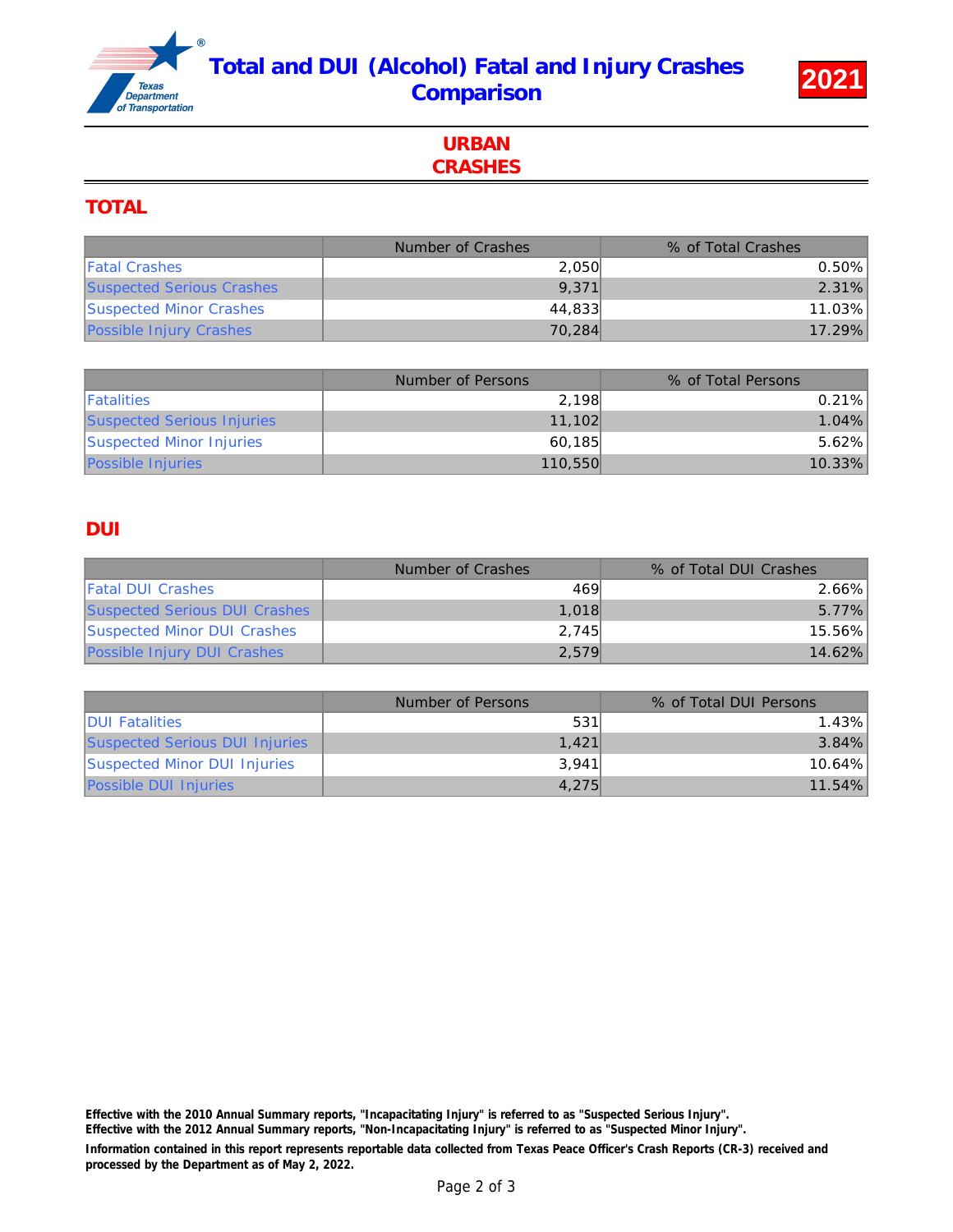# Total and DUI (Alcohol) Fatal and Injury Crashes Comparison

**2021**

## URBAN CRASHES

### TOTAL

| | Number of Crashes | % of Total Crashes |
|---|---|---|
| Fatal Crashes | 2,050 | 0.50% |
| Suspected Serious Crashes | 9,371 | 2.31% |
| Suspected Minor Crashes | 44,833 | 11.03% |
| Possible Injury Crashes | 70,284 | 17.29% |

| | Number of Persons | % of Total Persons |
|---|---|---|
| Fatalities | 2,198 | 0.21% |
| Suspected Serious Injuries | 11,102 | 1.04% |
| Suspected Minor Injuries | 60,185 | 5.62% |
| Possible Injuries | 110,550 | 10.33% |

### DUI

| | Number of Crashes | % of Total DUI Crashes |
|---|---|---|
| Fatal DUI Crashes | 469 | 2.66% |
| Suspected Serious DUI Crashes | 1,018 | 5.77% |
| Suspected Minor DUI Crashes | 2,745 | 15.56% |
| Possible Injury DUI Crashes | 2,579 | 14.62% |

| | Number of Persons | % of Total DUI Persons |
|---|---|---|
| DUI Fatalities | 531 | 1.43% |
| Suspected Serious DUI Injuries | 1,421 | 3.84% |
| Suspected Minor DUI Injuries | 3,941 | 10.64% |
| Possible DUI Injuries | 4,275 | 11.54% |

**Effective with the 2010 Annual Summary reports, "Incapacitating Injury" is referred to as "Suspected Serious Injury".**
**Effective with the 2012 Annual Summary reports, "Non-Incapacitating Injury" is referred to as "Suspected Minor Injury".**

**Information contained in this report represents reportable data collected from Texas Peace Officer's Crash Reports (CR-3) received and processed by the Department as of May 2, 2022.**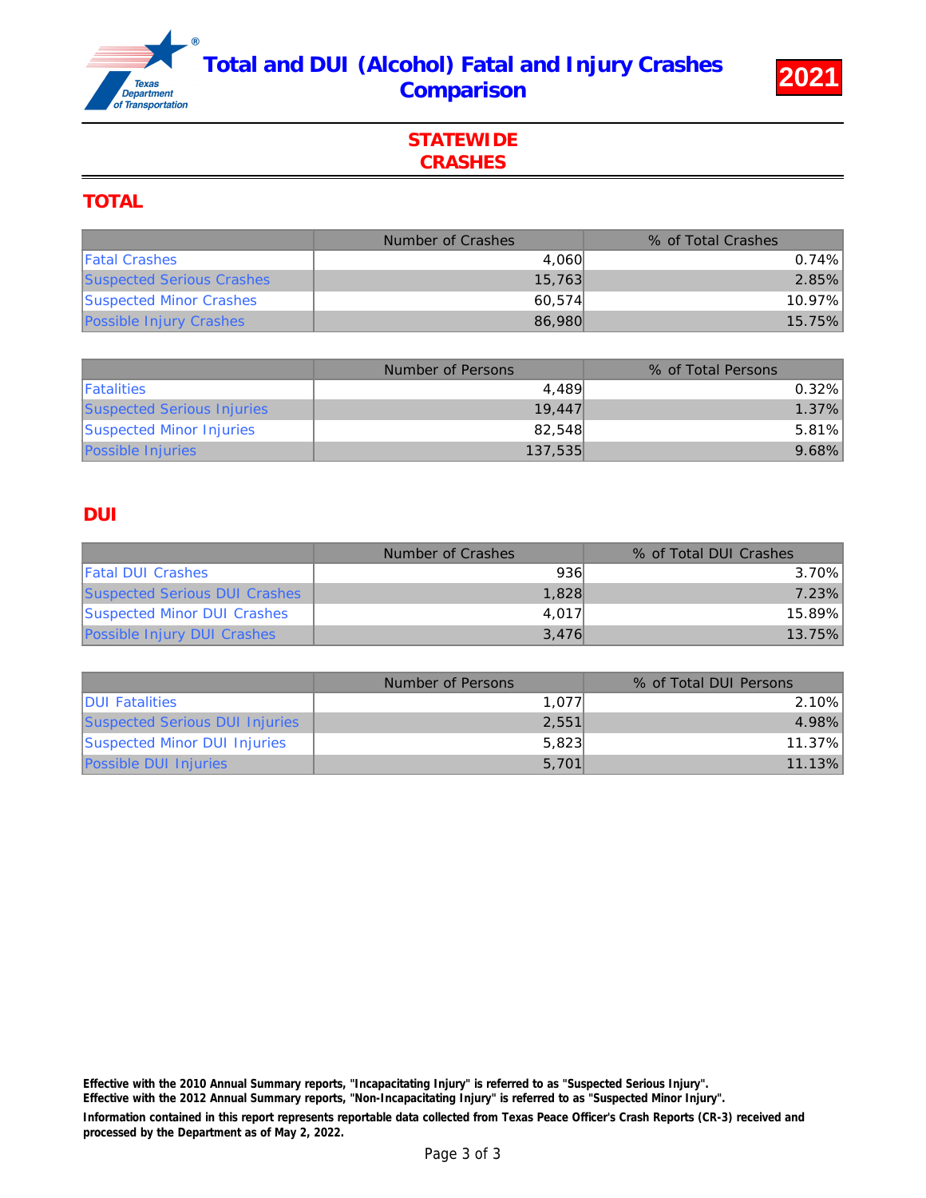# Total and DUI (Alcohol) Fatal and Injury Crashes Comparison

**2021**

## STATEWIDE CRASHES

### TOTAL

| | Number of Crashes | % of Total Crashes |
|---|---|---|
| Fatal Crashes | 4,060 | 0.74% |
| Suspected Serious Crashes | 15,763 | 2.85% |
| Suspected Minor Crashes | 60,574 | 10.97% |
| Possible Injury Crashes | 86,980 | 15.75% |

| | Number of Persons | % of Total Persons |
|---|---|---|
| Fatalities | 4,489 | 0.32% |
| Suspected Serious Injuries | 19,447 | 1.37% |
| Suspected Minor Injuries | 82,548 | 5.81% |
| Possible Injuries | 137,535 | 9.68% |

### DUI

| | Number of Crashes | % of Total DUI Crashes |
|---|---|---|
| Fatal DUI Crashes | 936 | 3.70% |
| Suspected Serious DUI Crashes | 1,828 | 7.23% |
| Suspected Minor DUI Crashes | 4,017 | 15.89% |
| Possible Injury DUI Crashes | 3,476 | 13.75% |

| | Number of Persons | % of Total DUI Persons |
|---|---|---|
| DUI Fatalities | 1,077 | 2.10% |
| Suspected Serious DUI Injuries | 2,551 | 4.98% |
| Suspected Minor DUI Injuries | 5,823 | 11.37% |
| Possible DUI Injuries | 5,701 | 11.13% |

**Effective with the 2010 Annual Summary reports, "Incapacitating Injury" is referred to as "Suspected Serious Injury".**
**Effective with the 2012 Annual Summary reports, "Non-Incapacitating Injury" is referred to as "Suspected Minor Injury".**

**Information contained in this report represents reportable data collected from Texas Peace Officer's Crash Reports (CR-3) received and processed by the Department as of May 2, 2022.**